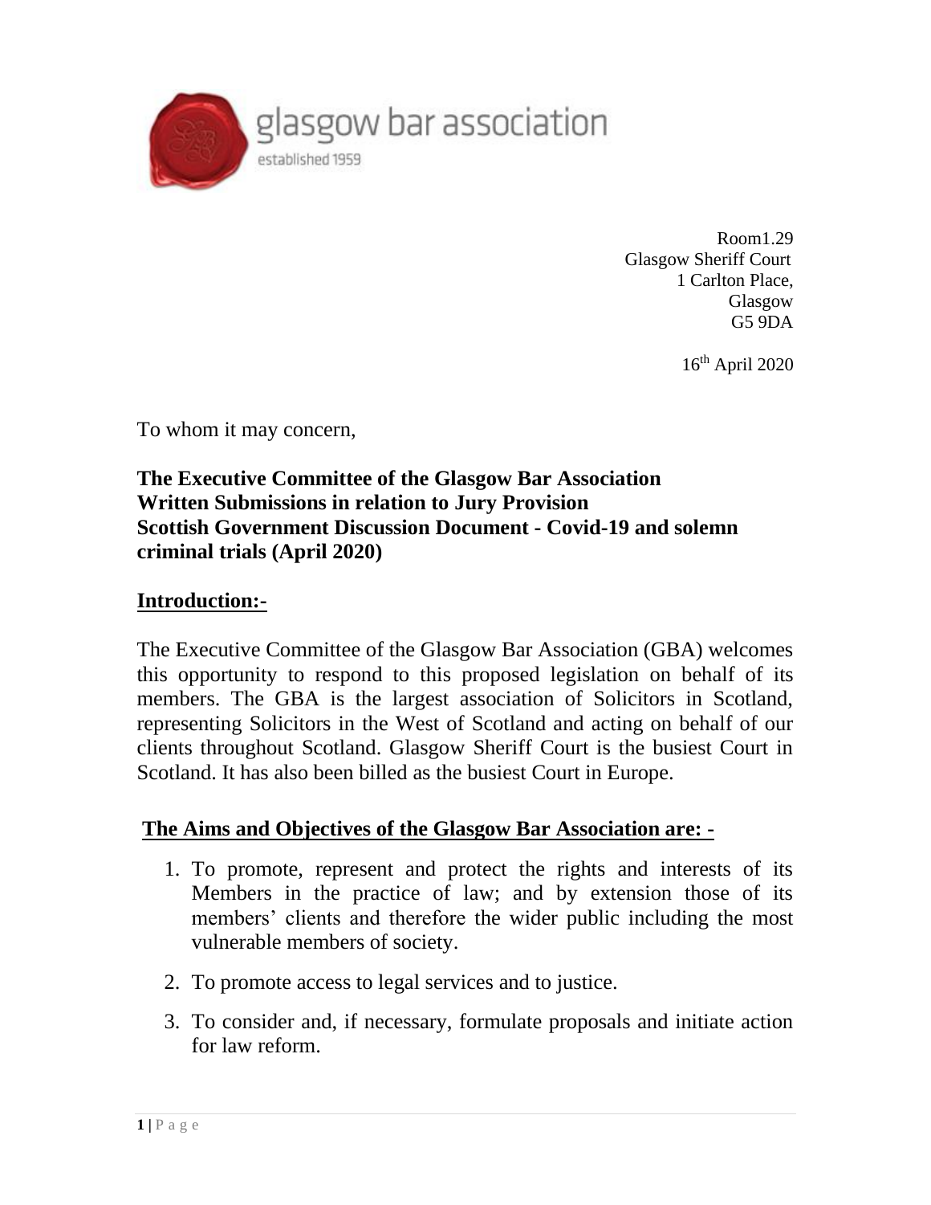glasgow bar association

established 1959

Room1.29
Glasgow Sheriff Court
1 Carlton Place,
Glasgow
G5 9DA

16th April 2020

To whom it may concern,

**The Executive Committee of the Glasgow Bar Association**
**Written Submissions in relation to Jury Provision**
**Scottish Government Discussion Document - Covid-19 and solemn criminal trials (April 2020)**

## Introduction:-

The Executive Committee of the Glasgow Bar Association (GBA) welcomes this opportunity to respond to this proposed legislation on behalf of its members. The GBA is the largest association of Solicitors in Scotland, representing Solicitors in the West of Scotland and acting on behalf of our clients throughout Scotland. Glasgow Sheriff Court is the busiest Court in Scotland. It has also been billed as the busiest Court in Europe.

## The Aims and Objectives of the Glasgow Bar Association are: -

1. To promote, represent and protect the rights and interests of its Members in the practice of law; and by extension those of its members' clients and therefore the wider public including the most vulnerable members of society.
2. To promote access to legal services and to justice.
3. To consider and, if necessary, formulate proposals and initiate action for law reform.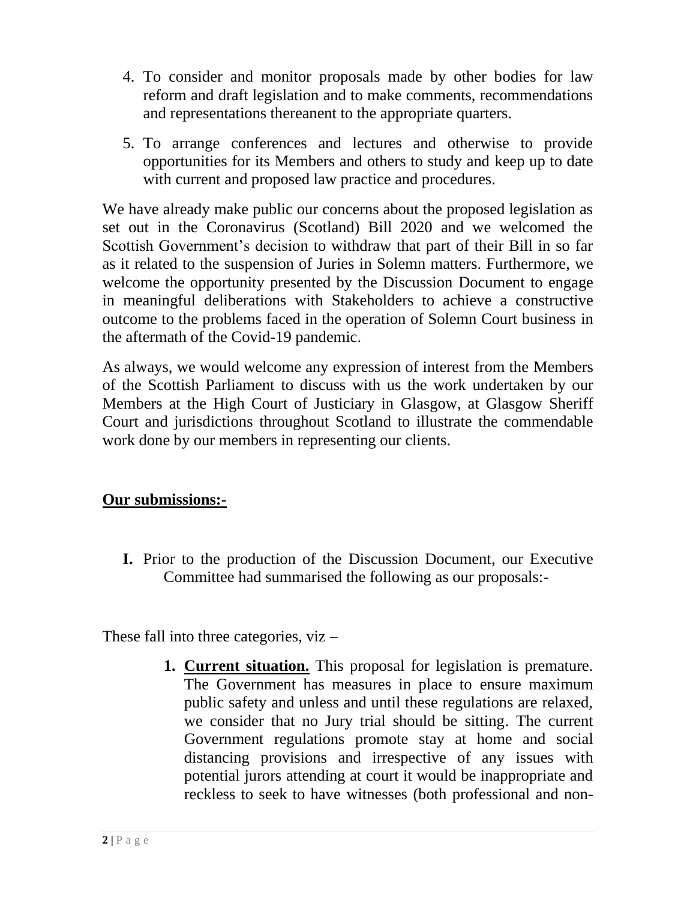4. To consider and monitor proposals made by other bodies for law reform and draft legislation and to make comments, recommendations and representations thereanent to the appropriate quarters.

5. To arrange conferences and lectures and otherwise to provide opportunities for its Members and others to study and keep up to date with current and proposed law practice and procedures.

We have already make public our concerns about the proposed legislation as set out in the Coronavirus (Scotland) Bill 2020 and we welcomed the Scottish Government's decision to withdraw that part of their Bill in so far as it related to the suspension of Juries in Solemn matters. Furthermore, we welcome the opportunity presented by the Discussion Document to engage in meaningful deliberations with Stakeholders to achieve a constructive outcome to the problems faced in the operation of Solemn Court business in the aftermath of the Covid-19 pandemic.

As always, we would welcome any expression of interest from the Members of the Scottish Parliament to discuss with us the work undertaken by our Members at the High Court of Justiciary in Glasgow, at Glasgow Sheriff Court and jurisdictions throughout Scotland to illustrate the commendable work done by our members in representing our clients.

## Our submissions:-

**I.** Prior to the production of the Discussion Document, our Executive Committee had summarised the following as our proposals:-

These fall into three categories, viz –

1. **Current situation.** This proposal for legislation is premature. The Government has measures in place to ensure maximum public safety and unless and until these regulations are relaxed, we consider that no Jury trial should be sitting. The current Government regulations promote stay at home and social distancing provisions and irrespective of any issues with potential jurors attending at court it would be inappropriate and reckless to seek to have witnesses (both professional and non-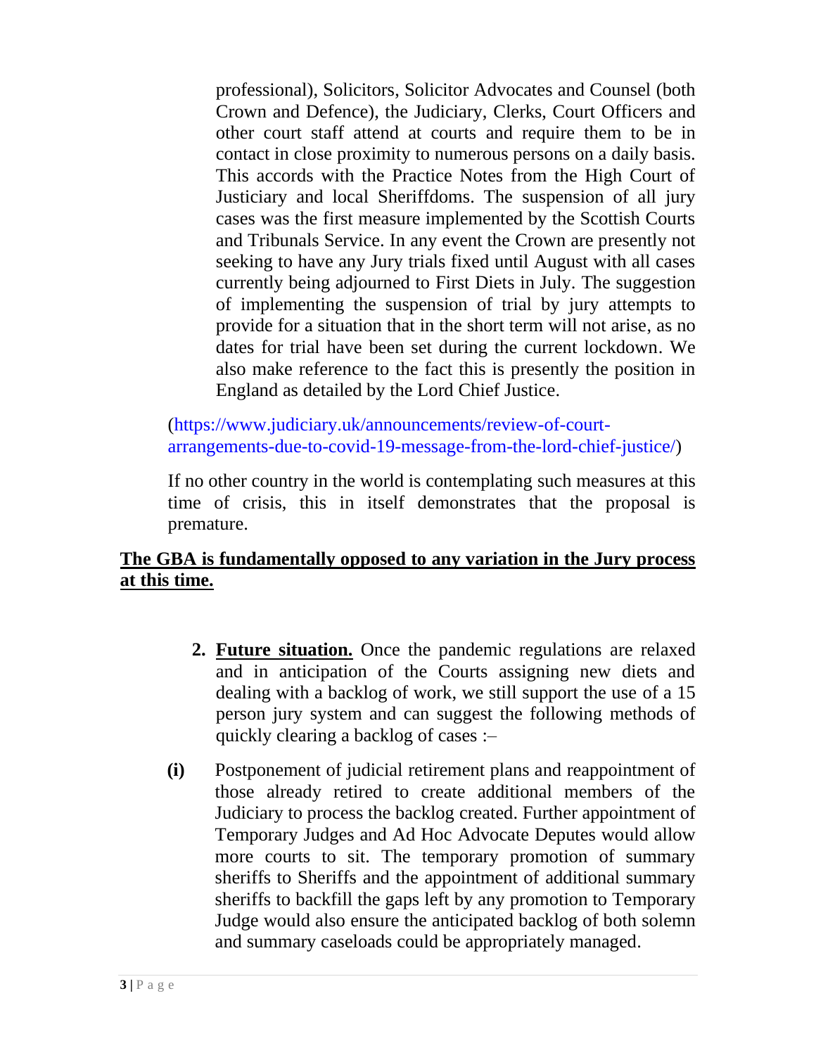professional), Solicitors, Solicitor Advocates and Counsel (both Crown and Defence), the Judiciary, Clerks, Court Officers and other court staff attend at courts and require them to be in contact in close proximity to numerous persons on a daily basis. This accords with the Practice Notes from the High Court of Justiciary and local Sheriffdoms. The suspension of all jury cases was the first measure implemented by the Scottish Courts and Tribunals Service. In any event the Crown are presently not seeking to have any Jury trials fixed until August with all cases currently being adjourned to First Diets in July. The suggestion of implementing the suspension of trial by jury attempts to provide for a situation that in the short term will not arise, as no dates for trial have been set during the current lockdown. We also make reference to the fact this is presently the position in England as detailed by the Lord Chief Justice.

(https://www.judiciary.uk/announcements/review-of-court-arrangements-due-to-covid-19-message-from-the-lord-chief-justice/)

If no other country in the world is contemplating such measures at this time of crisis, this in itself demonstrates that the proposal is premature.

**The GBA is fundamentally opposed to any variation in the Jury process at this time.**

2. **Future situation.** Once the pandemic regulations are relaxed and in anticipation of the Courts assigning new diets and dealing with a backlog of work, we still support the use of a 15 person jury system and can suggest the following methods of quickly clearing a backlog of cases :–

**(i)** Postponement of judicial retirement plans and reappointment of those already retired to create additional members of the Judiciary to process the backlog created. Further appointment of Temporary Judges and Ad Hoc Advocate Deputes would allow more courts to sit. The temporary promotion of summary sheriffs to Sheriffs and the appointment of additional summary sheriffs to backfill the gaps left by any promotion to Temporary Judge would also ensure the anticipated backlog of both solemn and summary caseloads could be appropriately managed.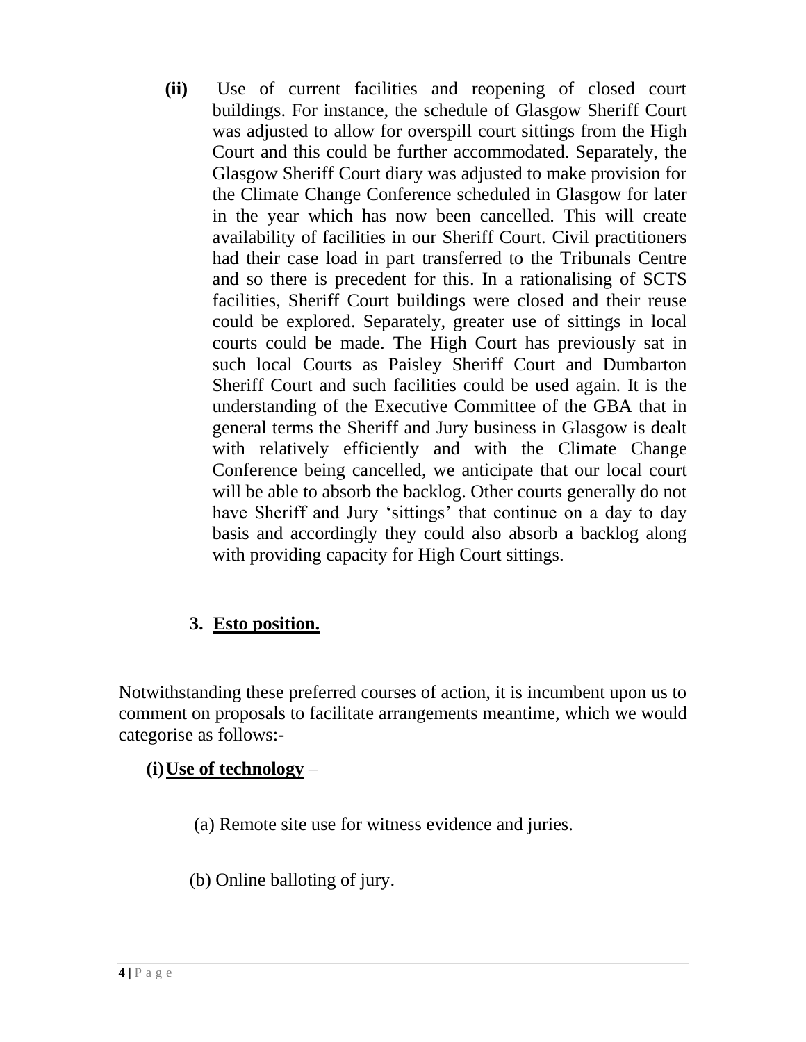**(ii)** Use of current facilities and reopening of closed court buildings. For instance, the schedule of Glasgow Sheriff Court was adjusted to allow for overspill court sittings from the High Court and this could be further accommodated. Separately, the Glasgow Sheriff Court diary was adjusted to make provision for the Climate Change Conference scheduled in Glasgow for later in the year which has now been cancelled. This will create availability of facilities in our Sheriff Court. Civil practitioners had their case load in part transferred to the Tribunals Centre and so there is precedent for this. In a rationalising of SCTS facilities, Sheriff Court buildings were closed and their reuse could be explored. Separately, greater use of sittings in local courts could be made. The High Court has previously sat in such local Courts as Paisley Sheriff Court and Dumbarton Sheriff Court and such facilities could be used again. It is the understanding of the Executive Committee of the GBA that in general terms the Sheriff and Jury business in Glasgow is dealt with relatively efficiently and with the Climate Change Conference being cancelled, we anticipate that our local court will be able to absorb the backlog. Other courts generally do not have Sheriff and Jury 'sittings' that continue on a day to day basis and accordingly they could also absorb a backlog along with providing capacity for High Court sittings.

## 3. <u>Esto position.</u>

Notwithstanding these preferred courses of action, it is incumbent upon us to comment on proposals to facilitate arrangements meantime, which we would categorise as follows:-

**(i) <u>Use of technology</u>** –

(a) Remote site use for witness evidence and juries.

(b) Online balloting of jury.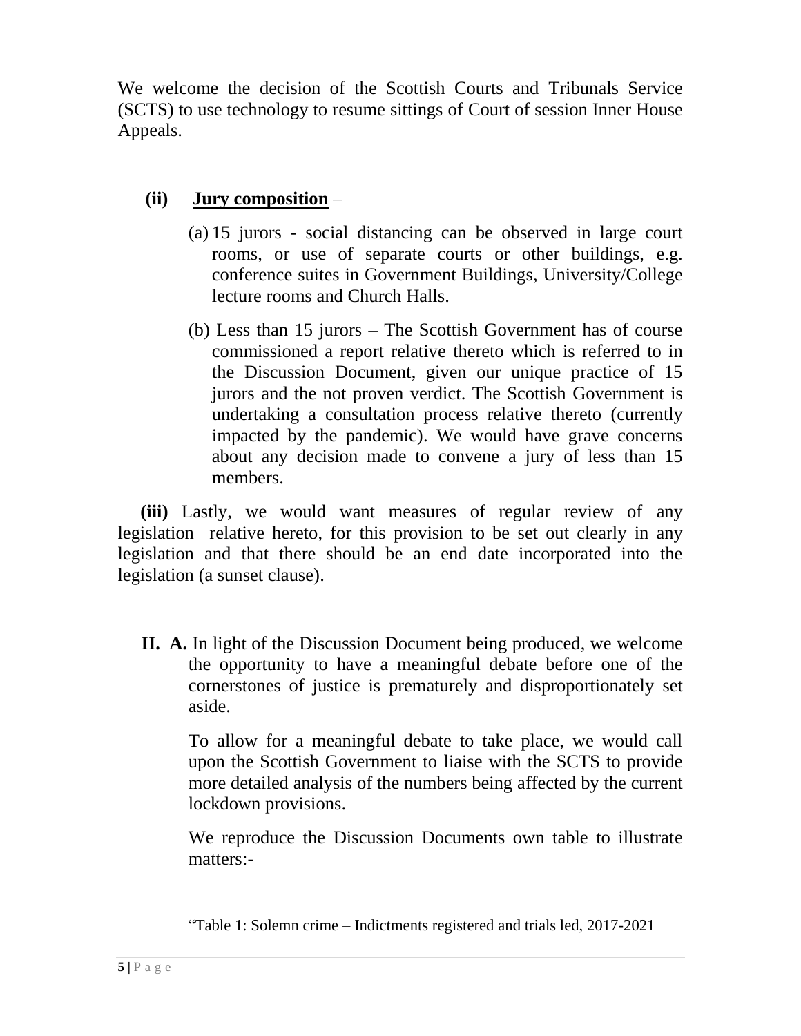We welcome the decision of the Scottish Courts and Tribunals Service (SCTS) to use technology to resume sittings of Court of session Inner House Appeals.

**(ii)** **<u>Jury composition</u>** –

(a) 15 jurors - social distancing can be observed in large court rooms, or use of separate courts or other buildings, e.g. conference suites in Government Buildings, University/College lecture rooms and Church Halls.

(b) Less than 15 jurors – The Scottish Government has of course commissioned a report relative thereto which is referred to in the Discussion Document, given our unique practice of 15 jurors and the not proven verdict. The Scottish Government is undertaking a consultation process relative thereto (currently impacted by the pandemic). We would have grave concerns about any decision made to convene a jury of less than 15 members.

**(iii)** Lastly, we would want measures of regular review of any legislation relative hereto, for this provision to be set out clearly in any legislation and that there should be an end date incorporated into the legislation (a sunset clause).

**II. A.** In light of the Discussion Document being produced, we welcome the opportunity to have a meaningful debate before one of the cornerstones of justice is prematurely and disproportionately set aside.

To allow for a meaningful debate to take place, we would call upon the Scottish Government to liaise with the SCTS to provide more detailed analysis of the numbers being affected by the current lockdown provisions.

We reproduce the Discussion Documents own table to illustrate matters:-

"Table 1: Solemn crime – Indictments registered and trials led, 2017-2021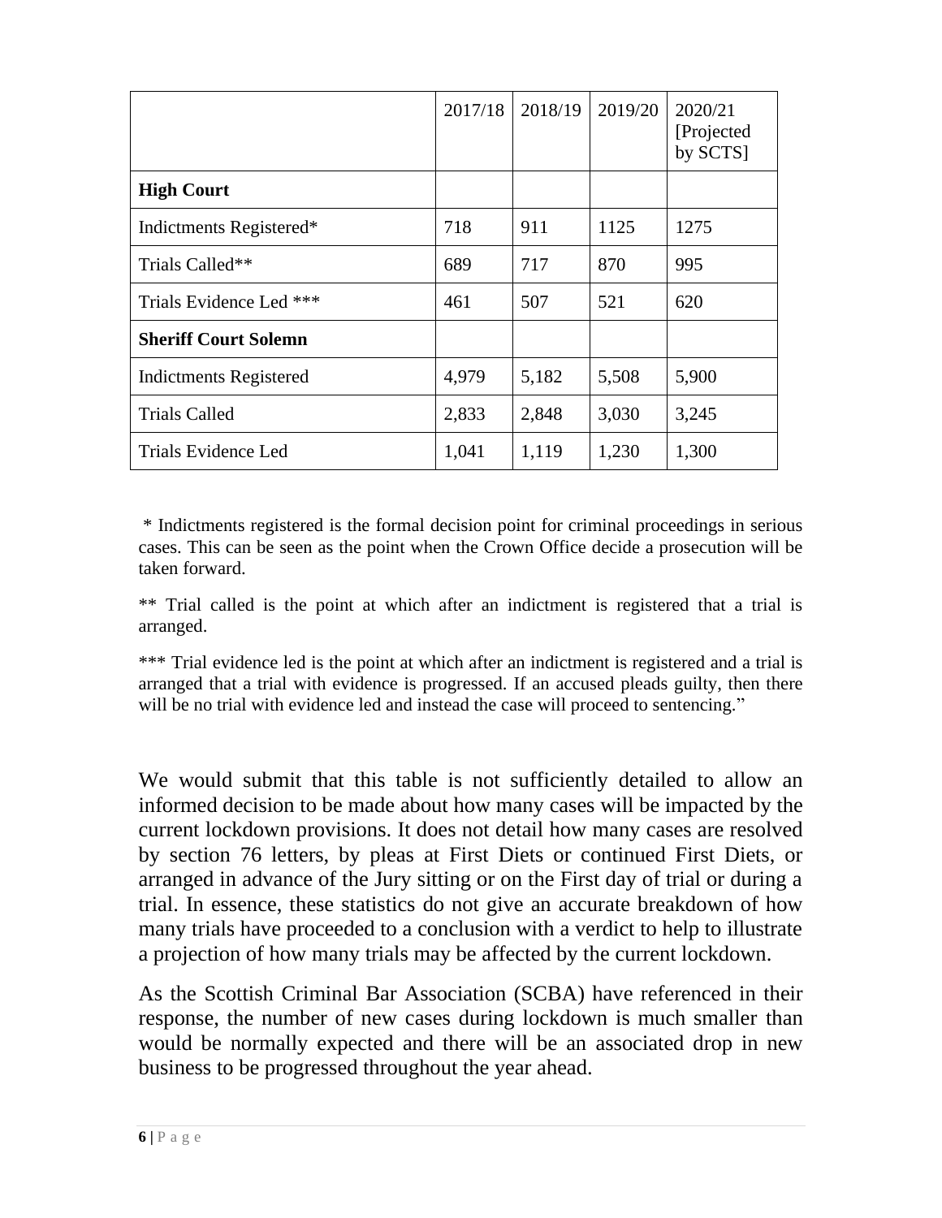| | 2017/18 | 2018/19 | 2019/20 | 2020/21 [Projected by SCTS] |
|---|---|---|---|---|
| **High Court** | | | | |
| Indictments Registered* | 718 | 911 | 1125 | 1275 |
| Trials Called** | 689 | 717 | 870 | 995 |
| Trials Evidence Led *** | 461 | 507 | 521 | 620 |
| **Sheriff Court Solemn** | | | | |
| Indictments Registered | 4,979 | 5,182 | 5,508 | 5,900 |
| Trials Called | 2,833 | 2,848 | 3,030 | 3,245 |
| Trials Evidence Led | 1,041 | 1,119 | 1,230 | 1,300 |

\* Indictments registered is the formal decision point for criminal proceedings in serious cases. This can be seen as the point when the Crown Office decide a prosecution will be taken forward.

** Trial called is the point at which after an indictment is registered that a trial is arranged.

*** Trial evidence led is the point at which after an indictment is registered and a trial is arranged that a trial with evidence is progressed. If an accused pleads guilty, then there will be no trial with evidence led and instead the case will proceed to sentencing."

We would submit that this table is not sufficiently detailed to allow an informed decision to be made about how many cases will be impacted by the current lockdown provisions. It does not detail how many cases are resolved by section 76 letters, by pleas at First Diets or continued First Diets, or arranged in advance of the Jury sitting or on the First day of trial or during a trial. In essence, these statistics do not give an accurate breakdown of how many trials have proceeded to a conclusion with a verdict to help to illustrate a projection of how many trials may be affected by the current lockdown.

As the Scottish Criminal Bar Association (SCBA) have referenced in their response, the number of new cases during lockdown is much smaller than would be normally expected and there will be an associated drop in new business to be progressed throughout the year ahead.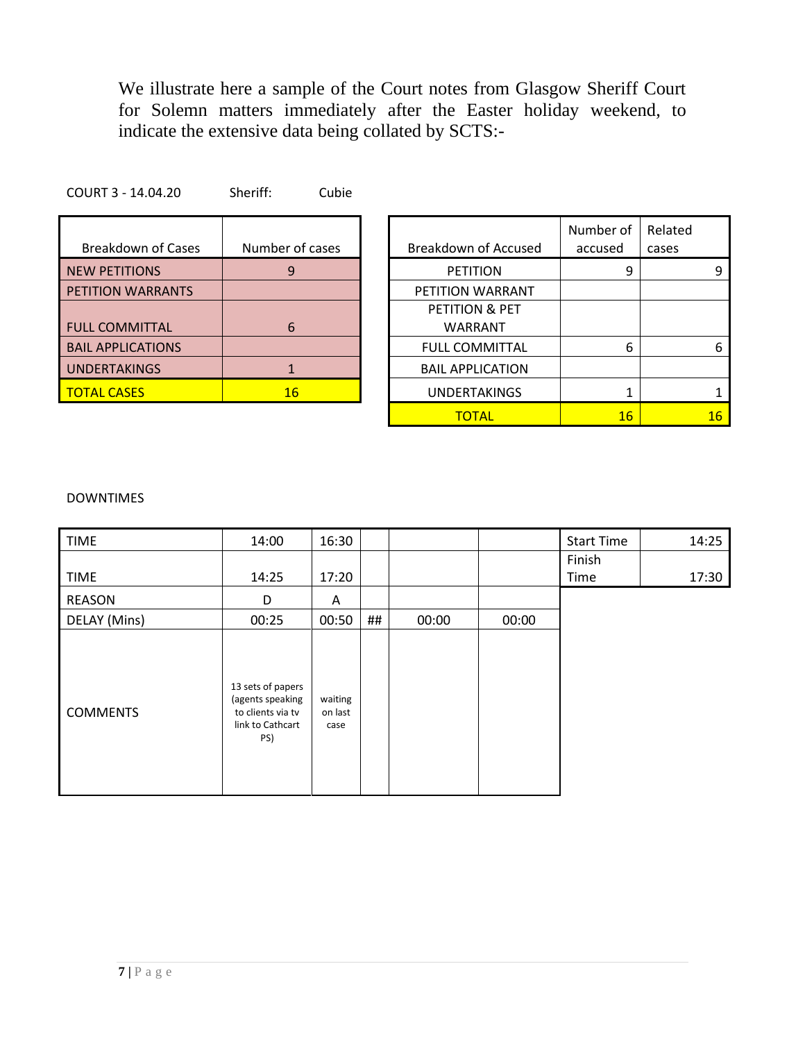We illustrate here a sample of the Court notes from Glasgow Sheriff Court for Solemn matters immediately after the Easter holiday weekend, to indicate the extensive data being collated by SCTS:-

COURT 3 - 14.04.20 Sheriff: Cubie

| Breakdown of Cases | Number of cases |
|---|---|
| NEW PETITIONS | 9 |
| PETITION WARRANTS | |
| FULL COMMITTAL | 6 |
| BAIL APPLICATIONS | |
| UNDERTAKINGS | 1 |
| TOTAL CASES | 16 |

| Breakdown of Accused | Number of accused | Related cases |
|---|---|---|
| PETITION | 9 | 9 |
| PETITION WARRANT | | |
| PETITION & PET WARRANT | | |
| FULL COMMITTAL | 6 | 6 |
| BAIL APPLICATION | | |
| UNDERTAKINGS | 1 | 1 |
| TOTAL | 16 | 16 |

DOWNTIMES

| TIME | 14:00 | 16:30 | | | |
|---|---|---|---|---|---|
| TIME | 14:25 | 17:20 | | | |
| REASON | D | A | | | |
| DELAY (Mins) | 00:25 | 00:50 | ## | 00:00 | 00:00 |
| COMMENTS | 13 sets of papers (agents speaking to clients via tv link to Cathcart PS) | waiting on last case | | | |

| Start Time | 14:25 |
|---|---|
| Finish Time | 17:30 |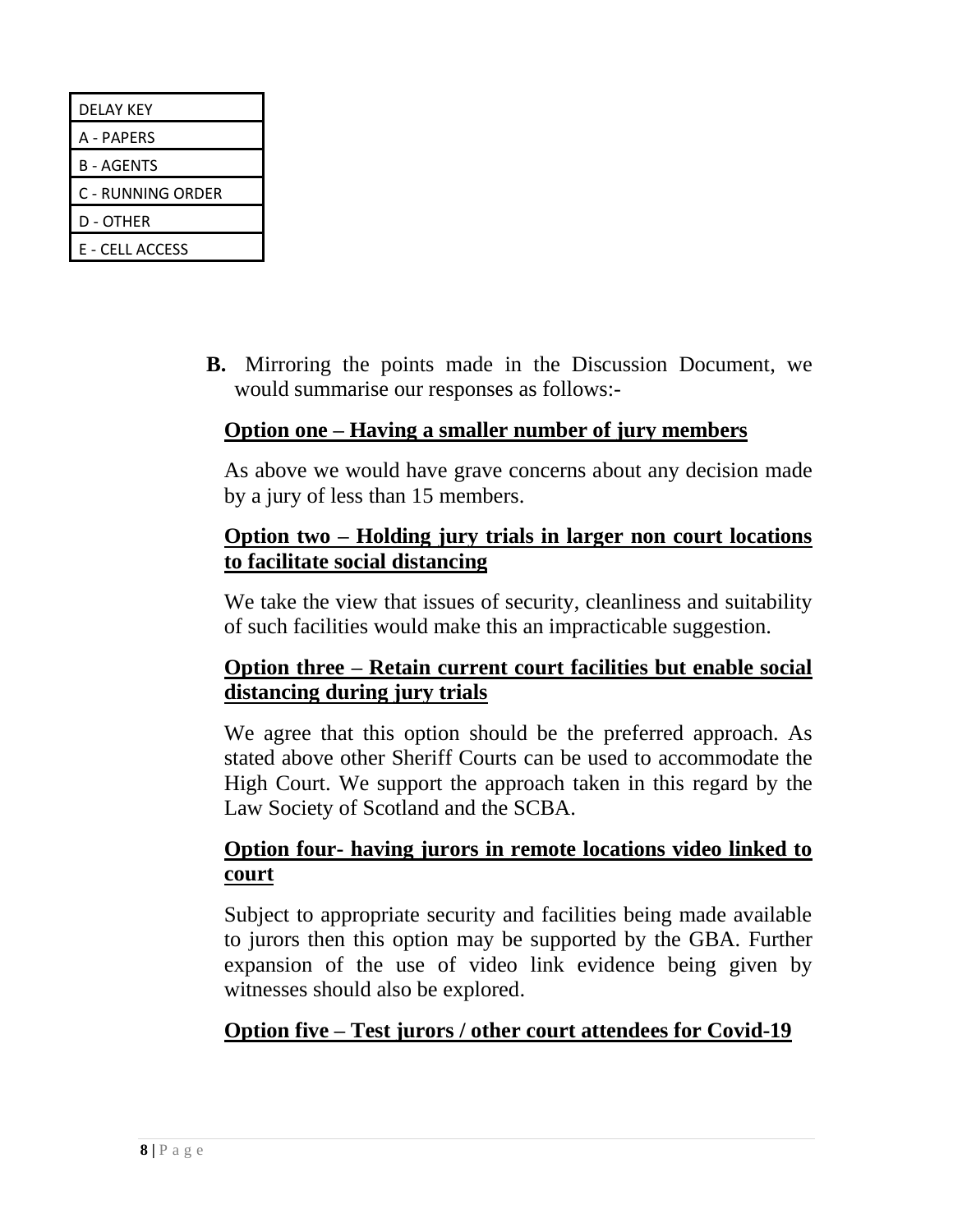| DELAY KEY |
| --- |
| A - PAPERS |
| B - AGENTS |
| C - RUNNING ORDER |
| D - OTHER |
| E - CELL ACCESS |

**B.** Mirroring the points made in the Discussion Document, we would summarise our responses as follows:-

**Option one – Having a smaller number of jury members**

As above we would have grave concerns about any decision made by a jury of less than 15 members.

**Option two – Holding jury trials in larger non court locations to facilitate social distancing**

We take the view that issues of security, cleanliness and suitability of such facilities would make this an impracticable suggestion.

**Option three – Retain current court facilities but enable social distancing during jury trials**

We agree that this option should be the preferred approach. As stated above other Sheriff Courts can be used to accommodate the High Court. We support the approach taken in this regard by the Law Society of Scotland and the SCBA.

**Option four- having jurors in remote locations video linked to court**

Subject to appropriate security and facilities being made available to jurors then this option may be supported by the GBA. Further expansion of the use of video link evidence being given by witnesses should also be explored.

**Option five – Test jurors / other court attendees for Covid-19**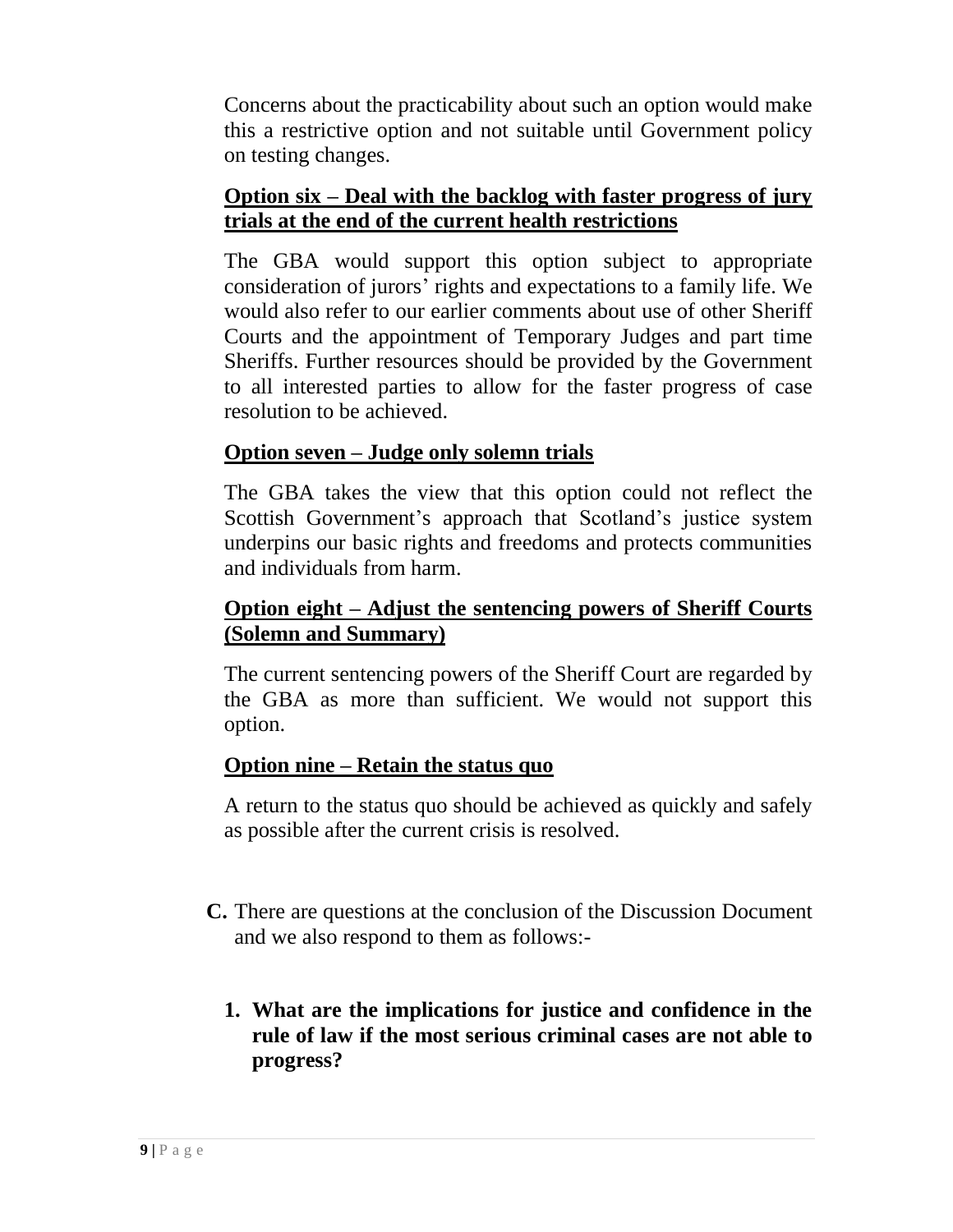Concerns about the practicability about such an option would make this a restrictive option and not suitable until Government policy on testing changes.

**Option six – Deal with the backlog with faster progress of jury trials at the end of the current health restrictions**

The GBA would support this option subject to appropriate consideration of jurors' rights and expectations to a family life. We would also refer to our earlier comments about use of other Sheriff Courts and the appointment of Temporary Judges and part time Sheriffs. Further resources should be provided by the Government to all interested parties to allow for the faster progress of case resolution to be achieved.

**Option seven – Judge only solemn trials**

The GBA takes the view that this option could not reflect the Scottish Government's approach that Scotland's justice system underpins our basic rights and freedoms and protects communities and individuals from harm.

**Option eight – Adjust the sentencing powers of Sheriff Courts (Solemn and Summary)**

The current sentencing powers of the Sheriff Court are regarded by the GBA as more than sufficient. We would not support this option.

**Option nine – Retain the status quo**

A return to the status quo should be achieved as quickly and safely as possible after the current crisis is resolved.

**C.** There are questions at the conclusion of the Discussion Document and we also respond to them as follows:-

1. **What are the implications for justice and confidence in the rule of law if the most serious criminal cases are not able to progress?**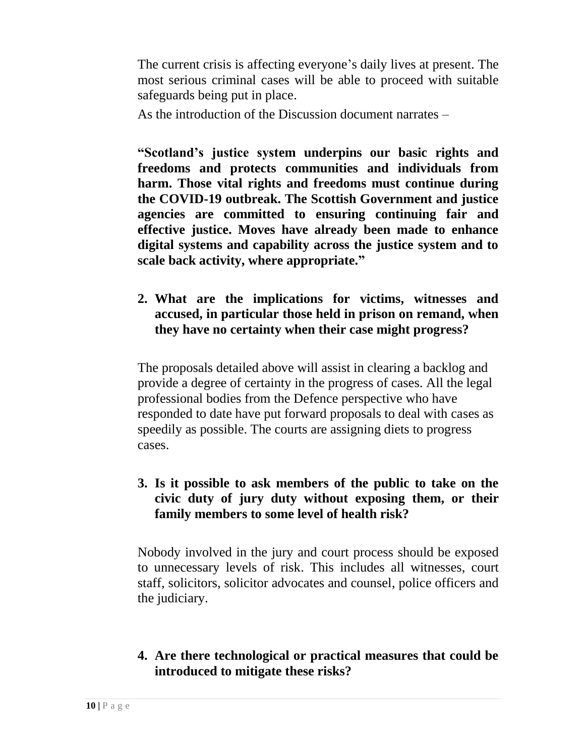The current crisis is affecting everyone's daily lives at present. The most serious criminal cases will be able to proceed with suitable safeguards being put in place.

As the introduction of the Discussion document narrates –

**"Scotland's justice system underpins our basic rights and freedoms and protects communities and individuals from harm. Those vital rights and freedoms must continue during the COVID-19 outbreak. The Scottish Government and justice agencies are committed to ensuring continuing fair and effective justice. Moves have already been made to enhance digital systems and capability across the justice system and to scale back activity, where appropriate."**

2. **What are the implications for victims, witnesses and accused, in particular those held in prison on remand, when they have no certainty when their case might progress?**

The proposals detailed above will assist in clearing a backlog and provide a degree of certainty in the progress of cases. All the legal professional bodies from the Defence perspective who have responded to date have put forward proposals to deal with cases as speedily as possible. The courts are assigning diets to progress cases.

3. **Is it possible to ask members of the public to take on the civic duty of jury duty without exposing them, or their family members to some level of health risk?**

Nobody involved in the jury and court process should be exposed to unnecessary levels of risk. This includes all witnesses, court staff, solicitors, solicitor advocates and counsel, police officers and the judiciary.

4. **Are there technological or practical measures that could be introduced to mitigate these risks?**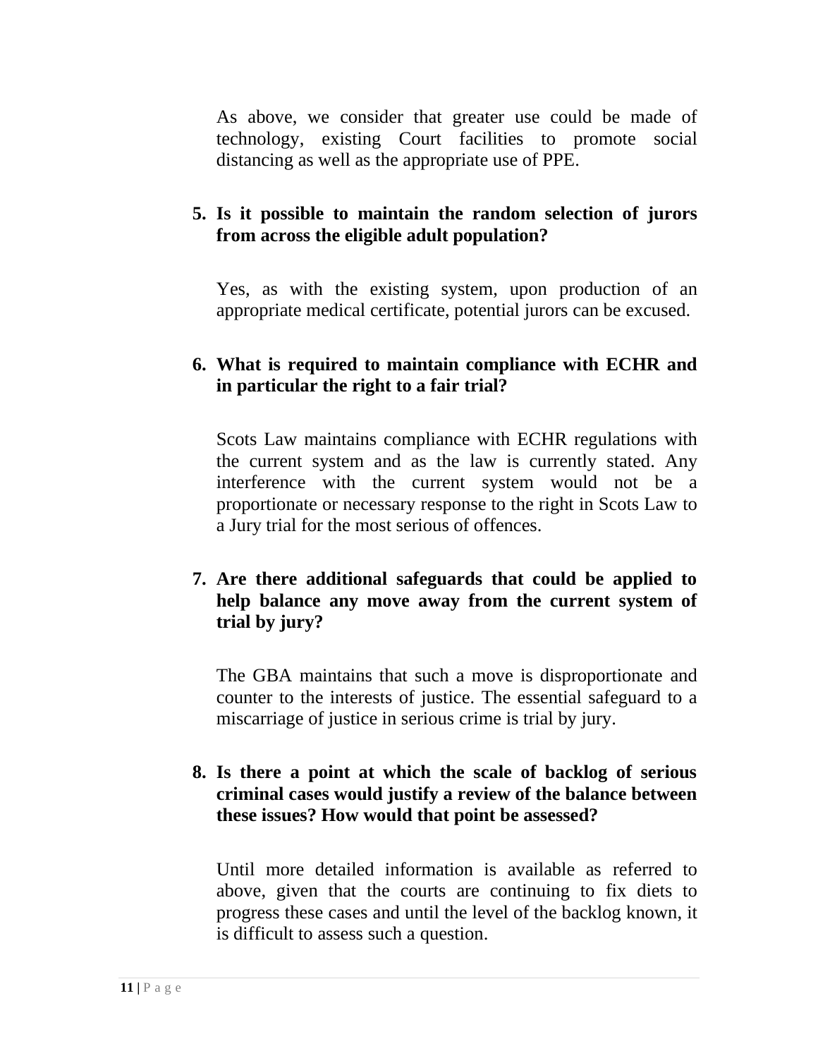As above, we consider that greater use could be made of technology, existing Court facilities to promote social distancing as well as the appropriate use of PPE.

5. **Is it possible to maintain the random selection of jurors from across the eligible adult population?**

   Yes, as with the existing system, upon production of an appropriate medical certificate, potential jurors can be excused.

6. **What is required to maintain compliance with ECHR and in particular the right to a fair trial?**

   Scots Law maintains compliance with ECHR regulations with the current system and as the law is currently stated. Any interference with the current system would not be a proportionate or necessary response to the right in Scots Law to a Jury trial for the most serious of offences.

7. **Are there additional safeguards that could be applied to help balance any move away from the current system of trial by jury?**

   The GBA maintains that such a move is disproportionate and counter to the interests of justice. The essential safeguard to a miscarriage of justice in serious crime is trial by jury.

8. **Is there a point at which the scale of backlog of serious criminal cases would justify a review of the balance between these issues? How would that point be assessed?**

   Until more detailed information is available as referred to above, given that the courts are continuing to fix diets to progress these cases and until the level of the backlog known, it is difficult to assess such a question.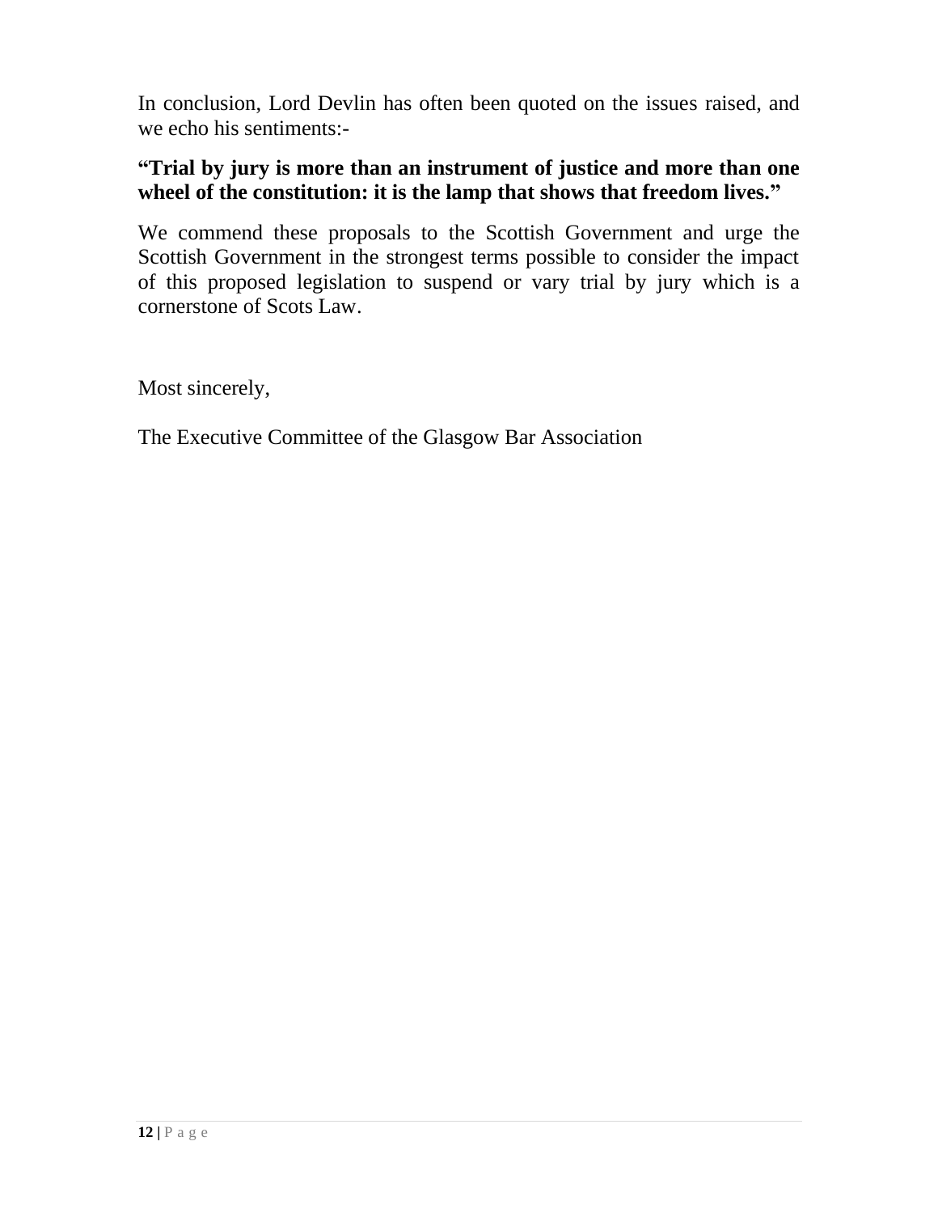In conclusion, Lord Devlin has often been quoted on the issues raised, and we echo his sentiments:-

**"Trial by jury is more than an instrument of justice and more than one wheel of the constitution: it is the lamp that shows that freedom lives."**

We commend these proposals to the Scottish Government and urge the Scottish Government in the strongest terms possible to consider the impact of this proposed legislation to suspend or vary trial by jury which is a cornerstone of Scots Law.

Most sincerely,

The Executive Committee of the Glasgow Bar Association